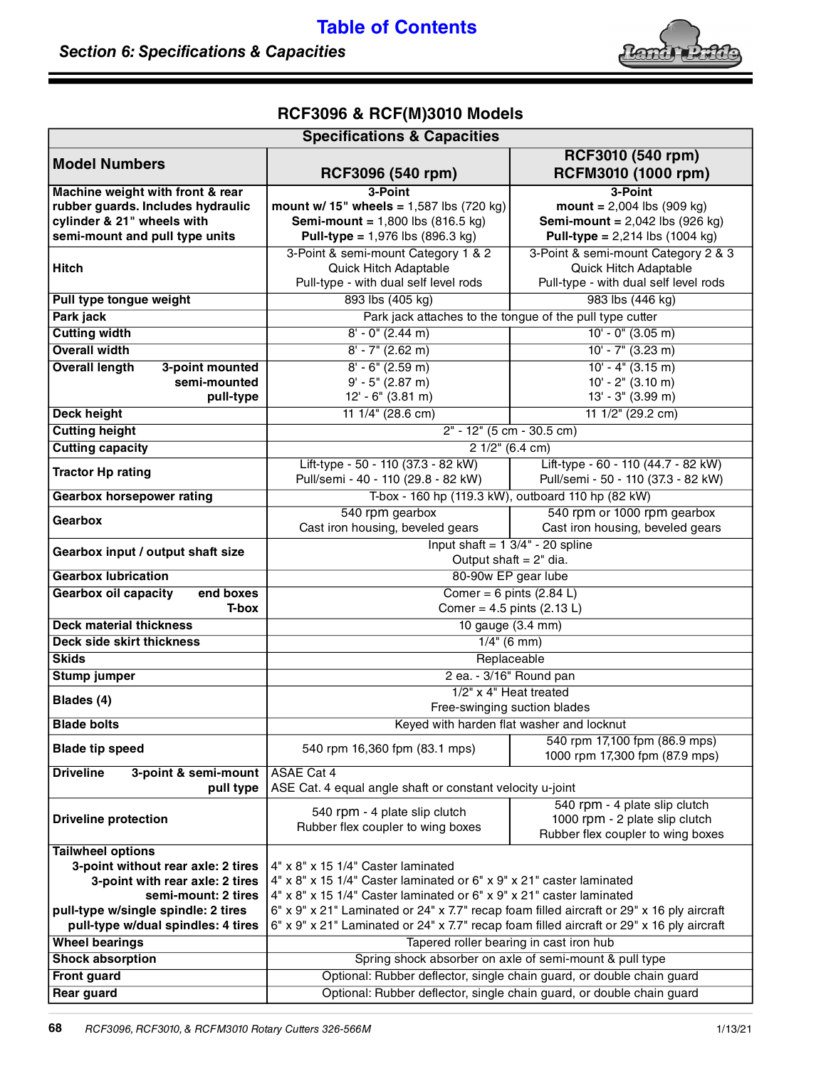## Section 6: Specifications & Capacities

### RCF3096 & RCF(M)3010 Models

| Specifications & Capacities | | |
|---|---|---|
| **Model Numbers** | **RCF3096 (540 rpm)** | **RCF3010 (540 rpm)<br>RCFM3010 (1000 rpm)** |
| **Machine weight with front & rear rubber guards. Includes hydraulic cylinder & 21" wheels with semi-mount and pull type units** | **3-Point mount w/ 15" wheels** = 1,587 lbs (720 kg)<br>**Semi-mount** = 1,800 lbs (816.5 kg)<br>**Pull-type** = 1,976 lbs (896.3 kg) | **3-Point mount** = 2,004 lbs (909 kg)<br>**Semi-mount** = 2,042 lbs (926 kg)<br>**Pull-type** = 2,214 lbs (1004 kg) |
| **Hitch** | 3-Point & semi-mount Category 1 & 2<br>Quick Hitch Adaptable<br>Pull-type - with dual self level rods | 3-Point & semi-mount Category 2 & 3<br>Quick Hitch Adaptable<br>Pull-type - with dual self level rods |
| **Pull type tongue weight** | 893 lbs (405 kg) | 983 lbs (446 kg) |
| **Park jack** | Park jack attaches to the tongue of the pull type cutter | |
| **Cutting width** | 8' - 0" (2.44 m) | 10' - 0" (3.05 m) |
| **Overall width** | 8' - 7" (2.62 m) | 10' - 7" (3.23 m) |
| **Overall length** 3-point mounted<br>semi-mounted<br>pull-type | 8' - 6" (2.59 m)<br>9' - 5" (2.87 m)<br>12' - 6" (3.81 m) | 10' - 4" (3.15 m)<br>10' - 2" (3.10 m)<br>13' - 3" (3.99 m) |
| **Deck height** | 11 1/4" (28.6 cm) | 11 1/2" (29.2 cm) |
| **Cutting height** | 2" - 12" (5 cm - 30.5 cm) | |
| **Cutting capacity** | 2 1/2" (6.4 cm) | |
| **Tractor Hp rating** | Lift-type - 50 - 110 (37.3 - 82 kW)<br>Pull/semi - 40 - 110 (29.8 - 82 kW) | Lift-type - 60 - 110 (44.7 - 82 kW)<br>Pull/semi - 50 - 110 (37.3 - 82 kW) |
| **Gearbox horsepower rating** | T-box - 160 hp (119.3 kW), outboard 110 hp (82 kW) | |
| **Gearbox** | 540 rpm gearbox<br>Cast iron housing, beveled gears | 540 rpm or 1000 rpm gearbox<br>Cast iron housing, beveled gears |
| **Gearbox input / output shaft size** | Input shaft = 1 3/4" - 20 spline<br>Output shaft = 2" dia. | |
| **Gearbox lubrication** | 80-90w EP gear lube | |
| **Gearbox oil capacity** end boxes<br>T-box | Comer = 6 pints (2.84 L)<br>Comer = 4.5 pints (2.13 L) | |
| **Deck material thickness** | 10 gauge (3.4 mm) | |
| **Deck side skirt thickness** | 1/4" (6 mm) | |
| **Skids** | Replaceable | |
| **Stump jumper** | 2 ea. - 3/16" Round pan | |
| **Blades (4)** | 1/2" x 4" Heat treated<br>Free-swinging suction blades | |
| **Blade bolts** | Keyed with harden flat washer and locknut | |
| **Blade tip speed** | 540 rpm 16,360 fpm (83.1 mps) | 540 rpm 17,100 fpm (86.9 mps)<br>1000 rpm 17,300 fpm (87.9 mps) |
| **Driveline** 3-point & semi-mount<br>pull type | ASAE Cat 4<br>ASE Cat. 4 equal angle shaft or constant velocity u-joint | |
| **Driveline protection** | 540 rpm - 4 plate slip clutch<br>Rubber flex coupler to wing boxes | 540 rpm - 4 plate slip clutch<br>1000 rpm - 2 plate slip clutch<br>Rubber flex coupler to wing boxes |
| **Tailwheel options**<br>3-point without rear axle: 2 tires<br>3-point with rear axle: 2 tires<br>semi-mount: 2 tires<br>pull-type w/single spindle: 2 tires<br>pull-type w/dual spindles: 4 tires | <br>4" x 8" x 15 1/4" Caster laminated<br>4" x 8" x 15 1/4" Caster laminated or 6" x 9" x 21" caster laminated<br>4" x 8" x 15 1/4" Caster laminated or 6" x 9" x 21" caster laminated<br>6" x 9" x 21" Laminated or 24" x 7.7" recap foam filled aircraft or 29" x 16 ply aircraft<br>6" x 9" x 21" Laminated or 24" x 7.7" recap foam filled aircraft or 29" x 16 ply aircraft | |
| **Wheel bearings** | Tapered roller bearing in cast iron hub | |
| **Shock absorption** | Spring shock absorber on axle of semi-mount & pull type | |
| **Front guard** | Optional: Rubber deflector, single chain guard, or double chain guard | |
| **Rear guard** | Optional: Rubber deflector, single chain guard, or double chain guard | |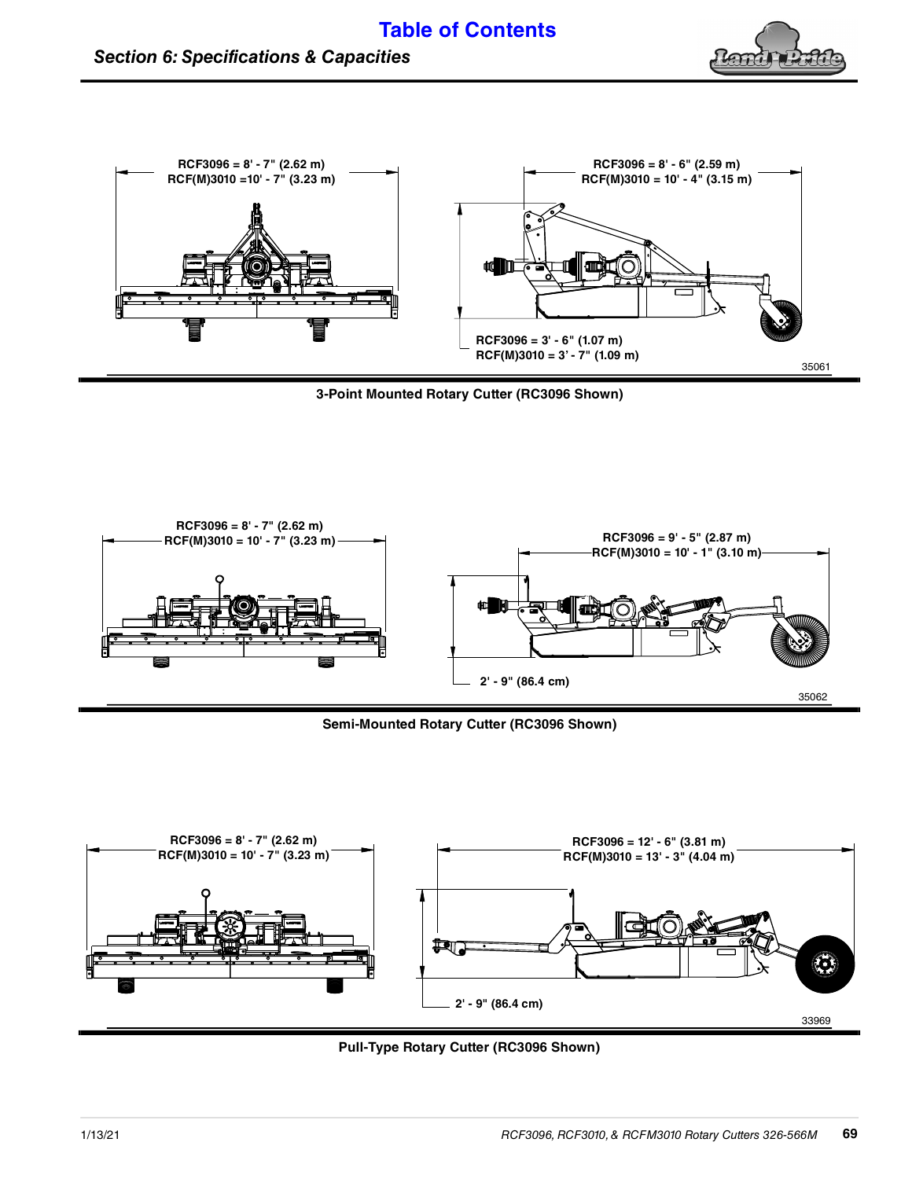## Section 6: Specifications & Capacities

RCF3096 = 8' - 7" (2.62 m)
RCF(M)3010 =10' - 7" (3.23 m)

RCF3096 = 8' - 6" (2.59 m)
RCF(M)3010 = 10' - 4" (3.15 m)

RCF3096 = 3' - 6" (1.07 m)
RCF(M)3010 = 3' - 7" (1.09 m)

35061

**3-Point Mounted Rotary Cutter (RC3096 Shown)**

RCF3096 = 8' - 7" (2.62 m)
RCF(M)3010 = 10' - 7" (3.23 m)

RCF3096 = 9' - 5" (2.87 m)
RCF(M)3010 = 10' - 1" (3.10 m)

2' - 9" (86.4 cm)

35062

**Semi-Mounted Rotary Cutter (RC3096 Shown)**

RCF3096 = 8' - 7" (2.62 m)
RCF(M)3010 = 10' - 7" (3.23 m)

RCF3096 = 12' - 6" (3.81 m)
RCF(M)3010 = 13' - 3" (4.04 m)

2' - 9" (86.4 cm)

33969

**Pull-Type Rotary Cutter (RC3096 Shown)**